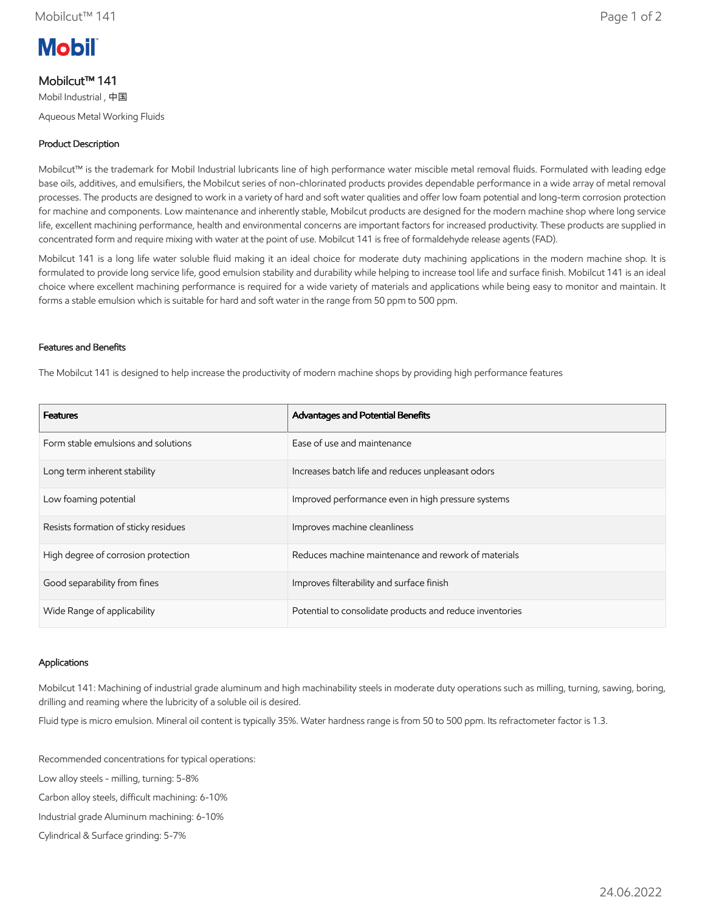Mobil

# Mobilcut™ 141

Mobil Industrial , 中国

Aqueous Metal Working Fluids

## Product Description

Mobilcut™ is the trademark for Mobil Industrial lubricants line of high performance water miscible metal removal fluids. Formulated with leading edge base oils, additives, and emulsifiers, the Mobilcut series of non-chlorinated products provides dependable performance in a wide array of metal removal processes. The products are designed to work in a variety of hard and soft water qualities and offer low foam potential and long-term corrosion protection for machine and components. Low maintenance and inherently stable, Mobilcut products are designed for the modern machine shop where long service life, excellent machining performance, health and environmental concerns are important factors for increased productivity. These products are supplied in concentrated form and require mixing with water at the point of use. Mobilcut 141 is free of formaldehyde release agents (FAD).

Mobilcut 141 is a long life water soluble fluid making it an ideal choice for moderate duty machining applications in the modern machine shop. It is formulated to provide long service life, good emulsion stability and durability while helping to increase tool life and surface finish. Mobilcut 141 is an ideal choice where excellent machining performance is required for a wide variety of materials and applications while being easy to monitor and maintain. It forms a stable emulsion which is suitable for hard and soft water in the range from 50 ppm to 500 ppm.

## Features and Benefits

The Mobilcut 141 is designed to help increase the productivity of modern machine shops by providing high performance features

| Features | Advantages and Potential Benefits |
| --- | --- |
| Form stable emulsions and solutions | Ease of use and maintenance |
| Long term inherent stability | Increases batch life and reduces unpleasant odors |
| Low foaming potential | Improved performance even in high pressure systems |
| Resists formation of sticky residues | Improves machine cleanliness |
| High degree of corrosion protection | Reduces machine maintenance and rework of materials |
| Good separability from fines | Improves filterability and surface finish |
| Wide Range of applicability | Potential to consolidate products and reduce inventories |

## Applications

Mobilcut 141: Machining of industrial grade aluminum and high machinability steels in moderate duty operations such as milling, turning, sawing, boring, drilling and reaming where the lubricity of a soluble oil is desired.

Fluid type is micro emulsion. Mineral oil content is typically 35%. Water hardness range is from 50 to 500 ppm. Its refractometer factor is 1.3.

Recommended concentrations for typical operations:

Low alloy steels - milling, turning: 5-8%

Carbon alloy steels, difficult machining: 6-10%

Industrial grade Aluminum machining: 6-10%

Cylindrical & Surface grinding: 5-7%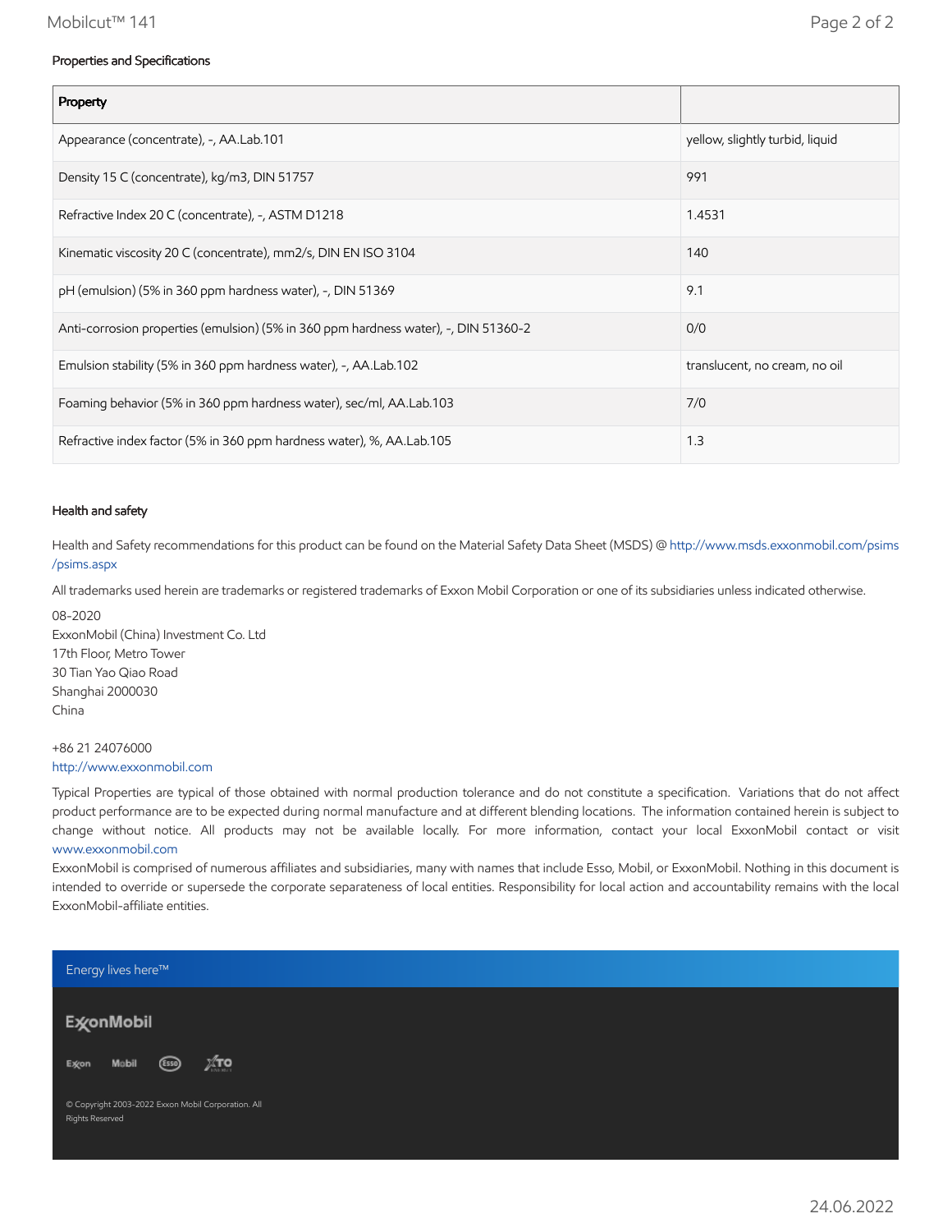### Properties and Specifications

| Property | |
|---|---|
| Appearance (concentrate), -, AA.Lab.101 | yellow, slightly turbid, liquid |
| Density 15 C (concentrate), kg/m3, DIN 51757 | 991 |
| Refractive Index 20 C (concentrate), -, ASTM D1218 | 1.4531 |
| Kinematic viscosity 20 C (concentrate), mm2/s, DIN EN ISO 3104 | 140 |
| pH (emulsion) (5% in 360 ppm hardness water), -, DIN 51369 | 9.1 |
| Anti-corrosion properties (emulsion) (5% in 360 ppm hardness water), -, DIN 51360-2 | 0/0 |
| Emulsion stability (5% in 360 ppm hardness water), -, AA.Lab.102 | translucent, no cream, no oil |
| Foaming behavior (5% in 360 ppm hardness water), sec/ml, AA.Lab.103 | 7/0 |
| Refractive index factor (5% in 360 ppm hardness water), %, AA.Lab.105 | 1.3 |

### Health and safety

Health and Safety recommendations for this product can be found on the Material Safety Data Sheet (MSDS) @ http://www.msds.exxonmobil.com/psims/psims.aspx

All trademarks used herein are trademarks or registered trademarks of Exxon Mobil Corporation or one of its subsidiaries unless indicated otherwise.

08-2020
ExxonMobil (China) Investment Co. Ltd
17th Floor, Metro Tower
30 Tian Yao Qiao Road
Shanghai 2000030
China

+86 21 24076000
http://www.exxonmobil.com

Typical Properties are typical of those obtained with normal production tolerance and do not constitute a specification. Variations that do not affect product performance are to be expected during normal manufacture and at different blending locations. The information contained herein is subject to change without notice. All products may not be available locally. For more information, contact your local ExxonMobil contact or visit www.exxonmobil.com

ExxonMobil is comprised of numerous affiliates and subsidiaries, many with names that include Esso, Mobil, or ExxonMobil. Nothing in this document is intended to override or supersede the corporate separateness of local entities. Responsibility for local action and accountability remains with the local ExxonMobil-affiliate entities.

Energy lives here™

ExxonMobil

Exxon Mobil Esso XTO

© Copyright 2003-2022 Exxon Mobil Corporation. All Rights Reserved